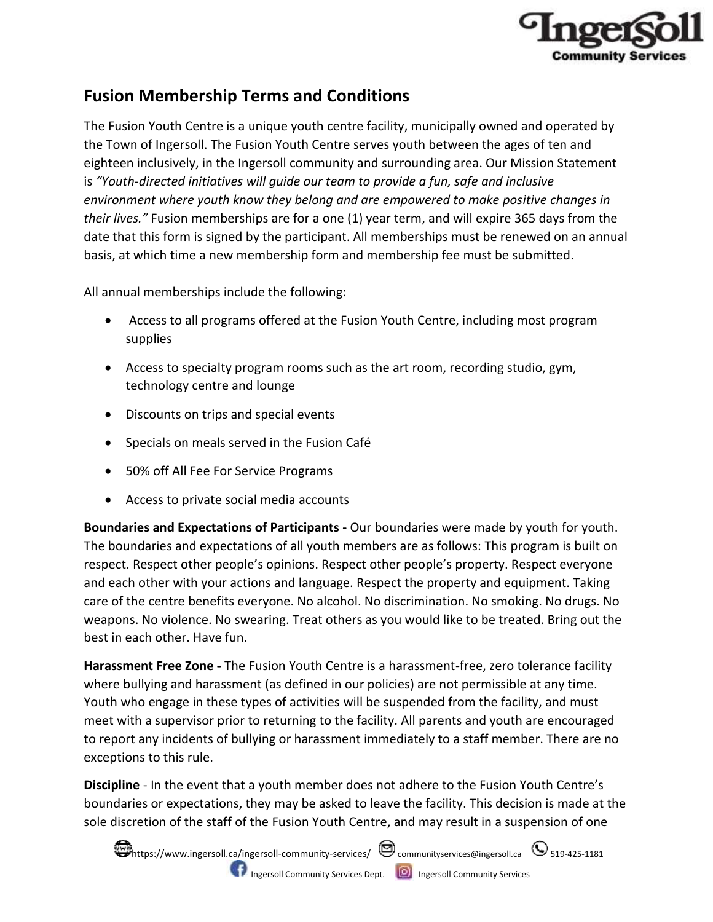## Fusion Membership Terms and Conditions

The Fusion Youth Centre is a unique youth centre facility, municipally owned and operated by the Town of Ingersoll. The Fusion Youth Centre serves youth between the ages of ten and eighteen inclusively, in the Ingersoll community and surrounding area. Our Mission Statement is *"Youth-directed initiatives will guide our team to provide a fun, safe and inclusive environment where youth know they belong and are empowered to make positive changes in their lives."* Fusion memberships are for a one (1) year term, and will expire 365 days from the date that this form is signed by the participant. All memberships must be renewed on an annual basis, at which time a new membership form and membership fee must be submitted.

All annual memberships include the following:

- Access to all programs offered at the Fusion Youth Centre, including most program supplies
- Access to specialty program rooms such as the art room, recording studio, gym, technology centre and lounge
- Discounts on trips and special events
- Specials on meals served in the Fusion Café
- 50% off All Fee For Service Programs
- Access to private social media accounts

**Boundaries and Expectations of Participants -** Our boundaries were made by youth for youth. The boundaries and expectations of all youth members are as follows: This program is built on respect. Respect other people's opinions. Respect other people's property. Respect everyone and each other with your actions and language. Respect the property and equipment. Taking care of the centre benefits everyone. No alcohol. No discrimination. No smoking. No drugs. No weapons. No violence. No swearing. Treat others as you would like to be treated. Bring out the best in each other. Have fun.

**Harassment Free Zone -** The Fusion Youth Centre is a harassment-free, zero tolerance facility where bullying and harassment (as defined in our policies) are not permissible at any time. Youth who engage in these types of activities will be suspended from the facility, and must meet with a supervisor prior to returning to the facility. All parents and youth are encouraged to report any incidents of bullying or harassment immediately to a staff member. There are no exceptions to this rule.

**Discipline** - In the event that a youth member does not adhere to the Fusion Youth Centre's boundaries or expectations, they may be asked to leave the facility. This decision is made at the sole discretion of the staff of the Fusion Youth Centre, and may result in a suspension of one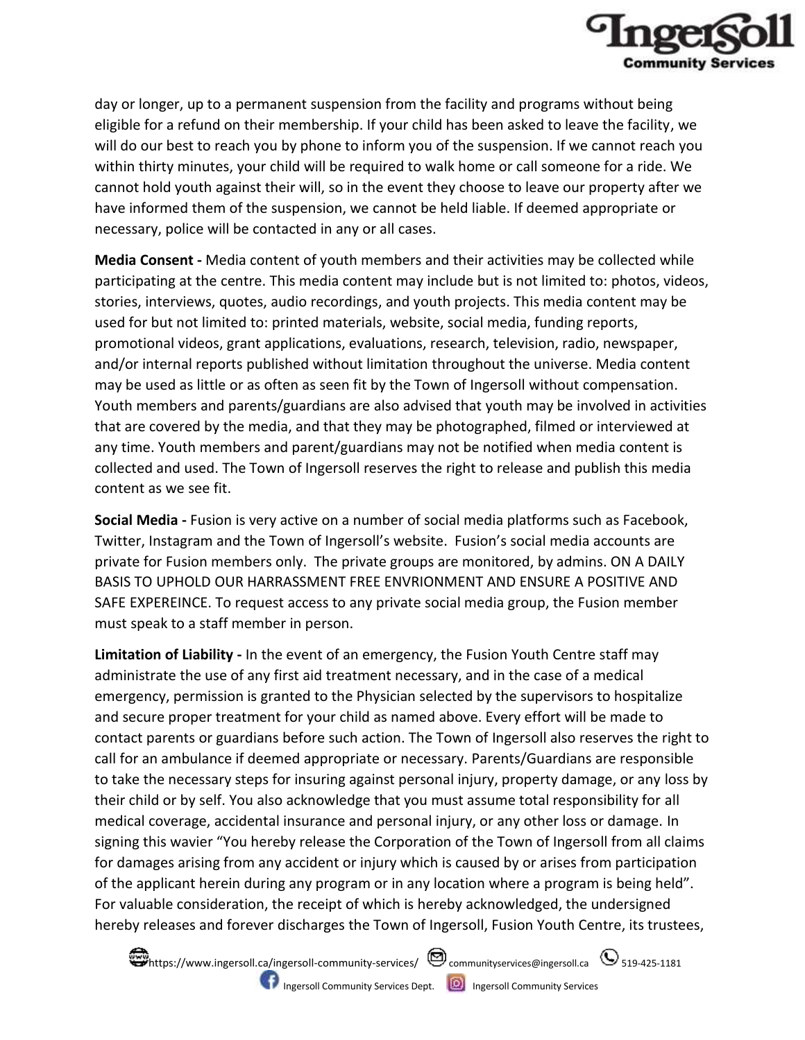day or longer, up to a permanent suspension from the facility and programs without being eligible for a refund on their membership. If your child has been asked to leave the facility, we will do our best to reach you by phone to inform you of the suspension. If we cannot reach you within thirty minutes, your child will be required to walk home or call someone for a ride. We cannot hold youth against their will, so in the event they choose to leave our property after we have informed them of the suspension, we cannot be held liable. If deemed appropriate or necessary, police will be contacted in any or all cases.

**Media Consent -** Media content of youth members and their activities may be collected while participating at the centre. This media content may include but is not limited to: photos, videos, stories, interviews, quotes, audio recordings, and youth projects. This media content may be used for but not limited to: printed materials, website, social media, funding reports, promotional videos, grant applications, evaluations, research, television, radio, newspaper, and/or internal reports published without limitation throughout the universe. Media content may be used as little or as often as seen fit by the Town of Ingersoll without compensation. Youth members and parents/guardians are also advised that youth may be involved in activities that are covered by the media, and that they may be photographed, filmed or interviewed at any time. Youth members and parent/guardians may not be notified when media content is collected and used. The Town of Ingersoll reserves the right to release and publish this media content as we see fit.

**Social Media -** Fusion is very active on a number of social media platforms such as Facebook, Twitter, Instagram and the Town of Ingersoll's website. Fusion's social media accounts are private for Fusion members only. The private groups are monitored, by admins. ON A DAILY BASIS TO UPHOLD OUR HARRASSMENT FREE ENVRIONMENT AND ENSURE A POSITIVE AND SAFE EXPEREINCE. To request access to any private social media group, the Fusion member must speak to a staff member in person.

**Limitation of Liability -** In the event of an emergency, the Fusion Youth Centre staff may administrate the use of any first aid treatment necessary, and in the case of a medical emergency, permission is granted to the Physician selected by the supervisors to hospitalize and secure proper treatment for your child as named above. Every effort will be made to contact parents or guardians before such action. The Town of Ingersoll also reserves the right to call for an ambulance if deemed appropriate or necessary. Parents/Guardians are responsible to take the necessary steps for insuring against personal injury, property damage, or any loss by their child or by self. You also acknowledge that you must assume total responsibility for all medical coverage, accidental insurance and personal injury, or any other loss or damage. In signing this wavier "You hereby release the Corporation of the Town of Ingersoll from all claims for damages arising from any accident or injury which is caused by or arises from participation of the applicant herein during any program or in any location where a program is being held". For valuable consideration, the receipt of which is hereby acknowledged, the undersigned hereby releases and forever discharges the Town of Ingersoll, Fusion Youth Centre, its trustees,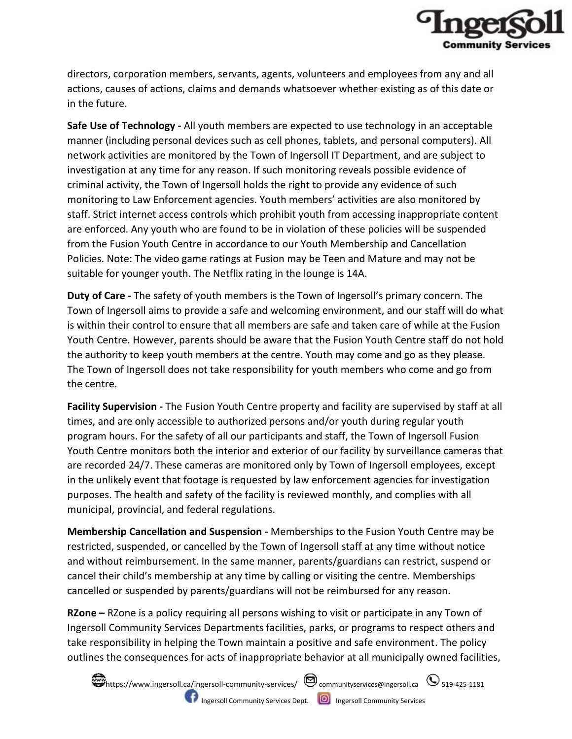directors, corporation members, servants, agents, volunteers and employees from any and all actions, causes of actions, claims and demands whatsoever whether existing as of this date or in the future.

**Safe Use of Technology -** All youth members are expected to use technology in an acceptable manner (including personal devices such as cell phones, tablets, and personal computers). All network activities are monitored by the Town of Ingersoll IT Department, and are subject to investigation at any time for any reason. If such monitoring reveals possible evidence of criminal activity, the Town of Ingersoll holds the right to provide any evidence of such monitoring to Law Enforcement agencies. Youth members' activities are also monitored by staff. Strict internet access controls which prohibit youth from accessing inappropriate content are enforced. Any youth who are found to be in violation of these policies will be suspended from the Fusion Youth Centre in accordance to our Youth Membership and Cancellation Policies. Note: The video game ratings at Fusion may be Teen and Mature and may not be suitable for younger youth. The Netflix rating in the lounge is 14A.

**Duty of Care -** The safety of youth members is the Town of Ingersoll's primary concern. The Town of Ingersoll aims to provide a safe and welcoming environment, and our staff will do what is within their control to ensure that all members are safe and taken care of while at the Fusion Youth Centre. However, parents should be aware that the Fusion Youth Centre staff do not hold the authority to keep youth members at the centre. Youth may come and go as they please. The Town of Ingersoll does not take responsibility for youth members who come and go from the centre.

**Facility Supervision -** The Fusion Youth Centre property and facility are supervised by staff at all times, and are only accessible to authorized persons and/or youth during regular youth program hours. For the safety of all our participants and staff, the Town of Ingersoll Fusion Youth Centre monitors both the interior and exterior of our facility by surveillance cameras that are recorded 24/7. These cameras are monitored only by Town of Ingersoll employees, except in the unlikely event that footage is requested by law enforcement agencies for investigation purposes. The health and safety of the facility is reviewed monthly, and complies with all municipal, provincial, and federal regulations.

**Membership Cancellation and Suspension -** Memberships to the Fusion Youth Centre may be restricted, suspended, or cancelled by the Town of Ingersoll staff at any time without notice and without reimbursement. In the same manner, parents/guardians can restrict, suspend or cancel their child's membership at any time by calling or visiting the centre. Memberships cancelled or suspended by parents/guardians will not be reimbursed for any reason.

**RZone –** RZone is a policy requiring all persons wishing to visit or participate in any Town of Ingersoll Community Services Departments facilities, parks, or programs to respect others and take responsibility in helping the Town maintain a positive and safe environment. The policy outlines the consequences for acts of inappropriate behavior at all municipally owned facilities,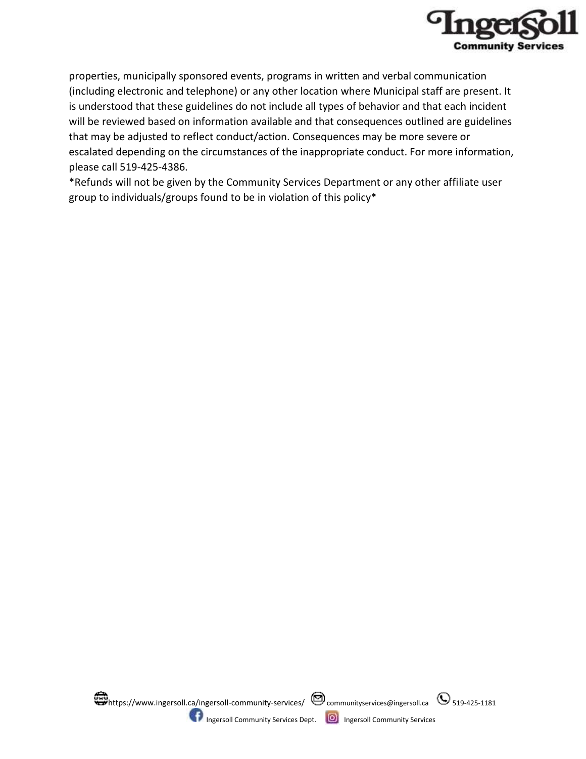properties, municipally sponsored events, programs in written and verbal communication (including electronic and telephone) or any other location where Municipal staff are present. It is understood that these guidelines do not include all types of behavior and that each incident will be reviewed based on information available and that consequences outlined are guidelines that may be adjusted to reflect conduct/action. Consequences may be more severe or escalated depending on the circumstances of the inappropriate conduct. For more information, please call 519-425-4386.

*Refunds will not be given by the Community Services Department or any other affiliate user group to individuals/groups found to be in violation of this policy*